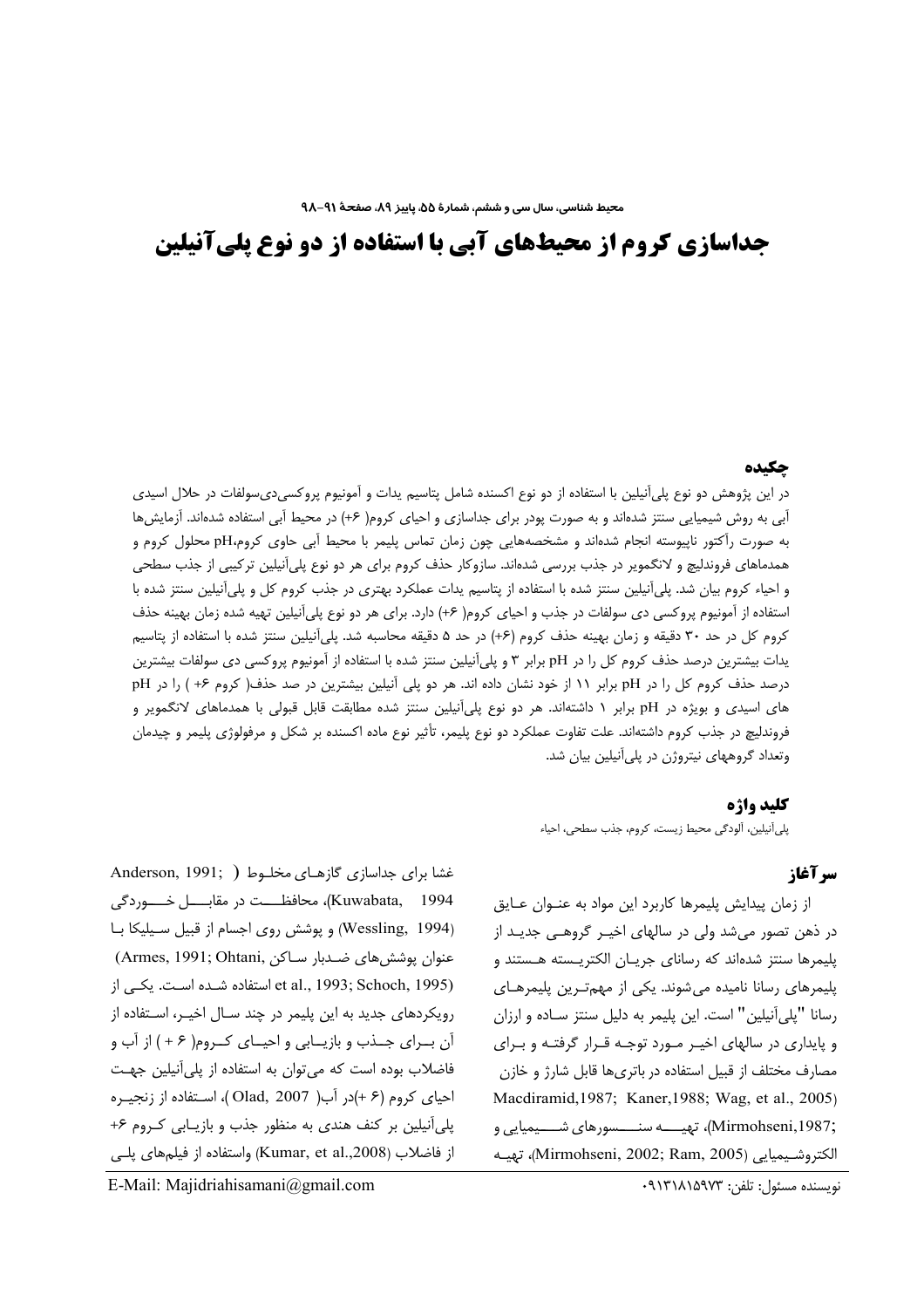# جداسازی کروم از محیط‌های آبی با استفاده از دو نوع پلی‌آنیلین

## چکیده

در این پژوهش دو نوع پلی‌آنیلین با استفاده از دو نوع اکسنده شامل پتاسیم یدات و آمونیوم پروکسی‌دی‌سولفات در حلال اسیدی آبی به روش شیمیایی سنتز شده‌اند و به صورت پودر برای جداسازی و احیای کروم( ۶+) در محیط آبی استفاده شده‌اند. آزمایش‌ها به صورت راکتور ناپیوسته انجام شده‌اند و مشخصه‌هایی چون زمان تماس پلیمر با محیط آبی حاوی کروم،pH محلول کروم و همدماهای فروندلیچ و لانگمویر در جذب بررسی شده‌اند. سازوکار حذف کروم برای هر دو نوع پلی‌آنیلین ترکیبی از جذب سطحی و احیاء کروم بیان شد. پلی‌آنیلین سنتز شده با استفاده از پتاسیم یدات عملکرد بهتری در جذب کروم کل و پلی‌آنیلین سنتز شده با استفاده از آمونیوم پروکسی دی سولفات در جذب و احیای کروم( ۶+) دارد. برای هر دو نوع پلی‌آنیلین تهیه شده زمان بهینه حذف کروم کل در حد ۳۰ دقیقه و زمان بهینه حذف کروم (۶+) در حد ۵ دقیقه محاسبه شد. پلی‌آنیلین سنتز شده با استفاده از پتاسیم یدات بیشترین درصد حذف کروم کل را در pH برابر ۳ و پلی‌آنیلین سنتز شده با استفاده از آمونیوم پروکسی دی سولفات بیشترین درصد حذف کروم کل را در pH برابر ۱۱ از خود نشان داده اند. هر دو پلی آنیلین بیشترین در صد حذف( کروم ۶+ ) را در pH های اسیدی و بویژه در pH برابر ۱ داشته‌اند. هر دو نوع پلی‌آنیلین سنتز شده مطابقت قابل قبولی با همدماهای لانگمویر و فروندلیچ در جذب کروم داشته‌اند. علت تفاوت عملکرد دو نوع پلیمر، تأثیر نوع ماده اکسنده بر شکل و مرفولوژی پلیمر و چیدمان وتعداد گروههای نیتروژن در پلی‌آنیلین بیان شد.

## کلید واژه

پلی‌آنیلین، آلودگی محیط زیست، کروم، جذب سطحی، احیاء

## سرآغاز

از زمان پیدایش پلیمرها کاربرد این مواد به عنـوان عـایق در ذهن تصور می‌شد ولی در سالهای اخیـر گروهـی جدیـد از پلیمرها سنتز شده‌اند که رسانای جریـان الکتریـسته هـستند و پلیمرهای رسانا نامیده می‌شوند. یکی از مهم‌تـرین پلیمرهـای رسانا "پلی‌آنیلین" است. این پلیمر به دلیل سنتز سـاده و ارزان و پایداری در سالهای اخیـر مـورد توجـه قـرار گرفتـه و بـرای مصارف مختلف از قبیل استفاده در باتری‌ها قابل شارژ و خازن (Macdiramid,1987; Kaner,1988; Wag, et al., 2005)، تهیـــه سنـــسورهای شـــیمیایی و الکتروشـیمیایی (Mirmohseni,1987; Mirmohseni, 2002; Ram, 2005)، تهیـه غشا برای جداسازی گازهـای مخلـوط (Anderson, 1991; Kuwabata, 1994)، محافظـــت در مقابـــل خـــوردگی (Wessling, 1994) و پوشش روی اجسام از قبیل سـیلیکا بـا عنوان پوشش‌های ضـدبار سـاکن (Armes, 1991; Ohtani, et al., 1993; Schoch, 1995) استفاده شـده اسـت. یکـی از رویکردهای جدید به این پلیمر در چند سـال اخیـر، اسـتفاده از آن بـرای جـذب و بازیـابی و احیـای کـروم( ۶ + ) از آب و فاضلاب بوده است که می‌توان به استفاده از پلی‌آنیلین جهـت احیای کروم (۶ +)در آب( Olad, 2007 )، اسـتفاده از زنجیـره پلی‌آنیلین بر کنف هندی به منظور جذب و بازیـابی کـروم ۶+ از فاضلاب (Kumar, et al.,2008) واستفاده از فیلم‌های پلـی

نویسنده مسئول: تلفن: ۰۹۱۳۱۸۱۵۹۷۳

E-Mail: Majidriahisamani@gmail.com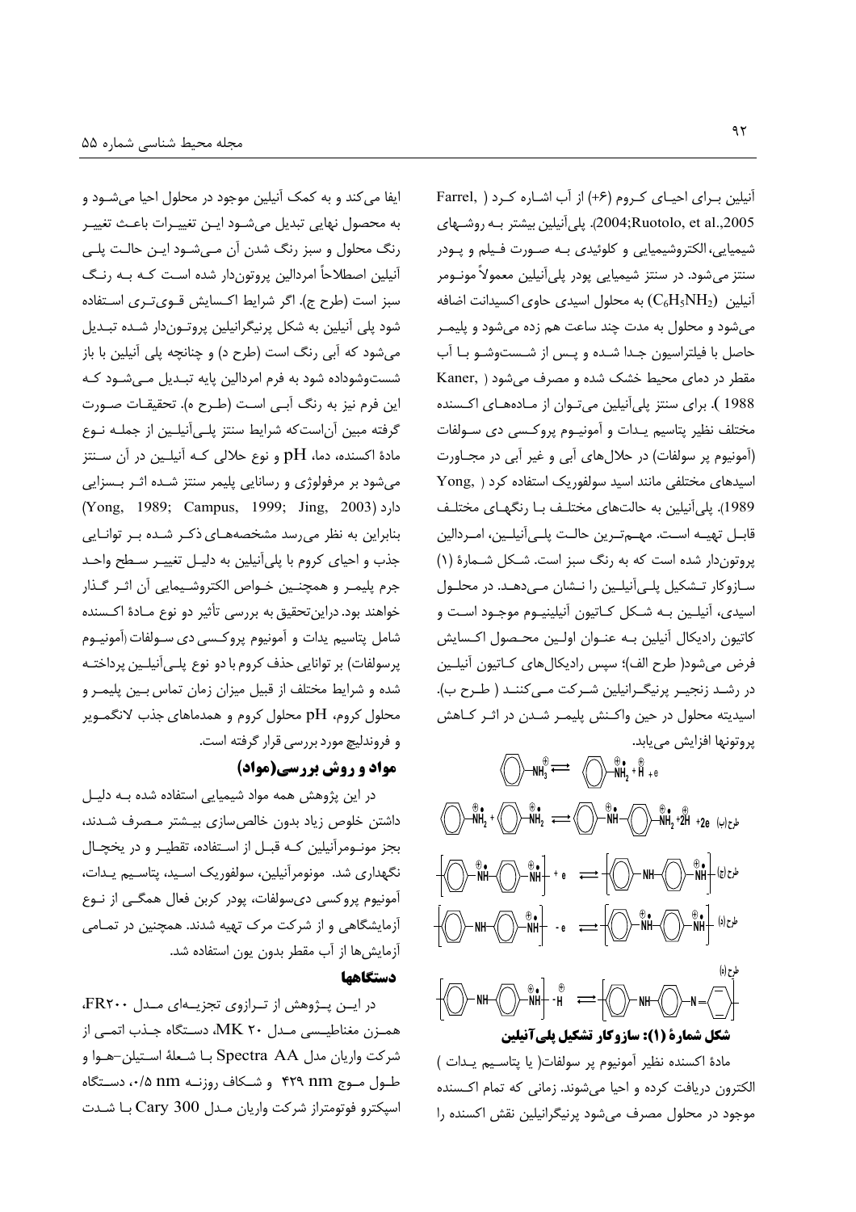آنیلین بـرای احیـای کـروم (۶+) از آب اشـاره کـرد ( Farrel, 2004;Ruotolo, et al.,2005). پلی‌آنیلین بیشتر بـه روشـهای شیمیایی، الکتروشیمیایی و کلوئیدی بـه صـورت فـیلم و پـودر سنتز می‌شود. در سنتز شیمیایی پودر پلی‌آنیلین معمولاً مونـومر آنیلین $(C_6H_5NH_2)$ به محلول اسیدی حاوی اکسیدانت اضافه می‌شود و محلول به مدت چند ساعت هم زده می‌شود و پلیمـر حاصل با فیلتراسیون جـدا شـده و پـس از شـستوشـو بـا آب مقطر در دمای محیط خشک شده و مصرف می‌شود ( Kaner, 1988 ). برای سنتز پلی‌آنیلین می‌تـوان از مـادههـای اکـسنده مختلف نظیر پتاسیم یـدات و آمونیـوم پروکـسی دی سـولفات (آمونیوم پر سولفات) در حلال‌های آبی و غیر آبی در مجـاورت اسیدهای مختلفی مانند اسید سولفوریک استفاده کرد ( Yong, 1989). پلی‌آنیلین به حالت‌های مختلـف بـا رنگهـای مختلـف قابـل تهیـه اسـت. مهـمتـرین حالـت پلـی‌آنیلـین، امـردالین پروتون‌دار شده است که به رنگ سبز است. شـکل شـمارۀ (۱) سـازوکار تـشکیل پلـی‌آنیلـین را نـشان مـی‌دهـد. در محلـول اسیدی، آنیلـین بـه شـکل کـاتیون آنیلینیـوم موجـود اسـت و کاتیون رادیکال آنیلین بـه عنـوان اولـین محـصول اکـسایش فرض می‌شود( طرح الف)؛ سپس رادیکال‌های کـاتیون آنیلـین در رشـد زنجیـر پرنیگـرانیلین شـرکت مـی‌کننـد ( طـرح ب). اسیدیته محلول در حین واکـنش پلیمـر شـدن در اثـر کـاهش پروتونها افزایش می‌یابد.

طرح (الف) ... طرح (ب) ... طرح (ج) ... طرح (د) ... طرح (ه)

**شکل شمارۀ (۱): سازوکار تشکیل پلی‌آنیلین**

مادۀ اکسنده نظیر آمونیوم پر سولفات( یا پتاسـیم یـدات ) الکترون دریافت کرده و احیا می‌شوند. زمانی که تمام اکـسنده موجود در محلول مصرف می‌شود پرنیگرانیلین نقش اکسنده را ایفا می‌کند و به کمک آنیلین موجود در محلول احیا می‌شـود و به محصول نهایی تبدیل می‌شـود ایـن تغییـرات باعـث تغییـر رنگ محلول و سبز رنگ شدن آن مـی‌شـود ایـن حالـت پلـی آنیلین اصطلاحاً امردالین پروتون‌دار شده اسـت کـه بـه رنـگ سبز است (طرح ج). اگر شرایط اکـسایش قـوی‌تـری اسـتفاده شود پلی آنیلین به شکل پرنیگرانیلین پروتـون‌دار شـده تبـدیل می‌شود که آبی رنگ است (طرح د) و چنانچه پلی آنیلین با باز شستوشوداده شود به فرم امردالین پایه تبـدیل مـی‌شـود کـه این فرم نیز به رنگ آبـی اسـت (طـرح ه). تحقیقـات صـورت گرفته مبین آن‌استکه شرایط سنتز پلـی‌آنیلـین از جملـه نـوع مادۀ اکسنده، دما، pH و نوع حلالی کـه آنیلـین در آن سـنتز می‌شود بر مرفولوژی و رسانایی پلیمر سنتز شـده اثـر بـسزایی دارد (Yong, 1989; Campus, 1999; Jing, 2003) بنابراین به نظر می‌رسد مشخصه‌هـای ذکـر شـده بـر توانـایی جذب و احیای کروم با پلی‌آنیلین به دلیـل تغییـر سـطح واحـد جرم پلیمـر و همچنـین خـواص الکتروشـیمیایی آن اثـر گـذار خواهند بود. دراین‌تحقیق به بررسی تأثیر دو نوع مـادۀ اکـسنده شامل پتاسیم یدات و آمونیوم پروکـسی دی سـولفات (آمونیـوم پرسولفات) بر توانایی حذف کروم با دو نوع پلـی‌آنیلـین پرداختـه شده و شرایط مختلف از قبیل میزان زمان تماس بـین پلیمـر و محلول کروم، pH محلول کروم و همدماهای جذب لانگمـویر و فروندلیچ مورد بررسی قرار گرفته است.

## مواد و روش بررسی(مواد)

در این پژوهش همه مواد شیمیایی استفاده شده بـه دلیـل داشتن خلوص زیاد بدون خالص‌سازی بیـشتر مـصرف شـدند، بجز مونـومرآنیلین کـه قبـل از اسـتفاده، تقطیـر و در یخچـال نگهداری شد. مونومرآنیلین، سولفوریک اسـید، پتاسـیم یـدات، آمونیوم پروکسی دی‌سولفات، پودر کربن فعال همگـی از نـوع آزمایشگاهی و از شرکت مرک تهیه شدند. همچنین در تمـامی آزمایش‌ها از آب مقطر بدون یون استفاده شد.

### دستگاهها

در ایـن پـژوهش از تـرازوی تجزیـه‌ای مـدل FR۲۰۰، همـزن مغناطیـسی مـدل MK ۲۰، دسـتگاه جـذب اتمـی از شرکت واریان مدل Spectra AA بـا شـعلۀ اسـتیلن-هـوا و طـول مـوج ۴۲۹ nm و شـکاف روزنـه ۰/۵ nm، دسـتگاه اسپکترو فوتومتراز شرکت واریان مـدل Cary 300 بـا شـدت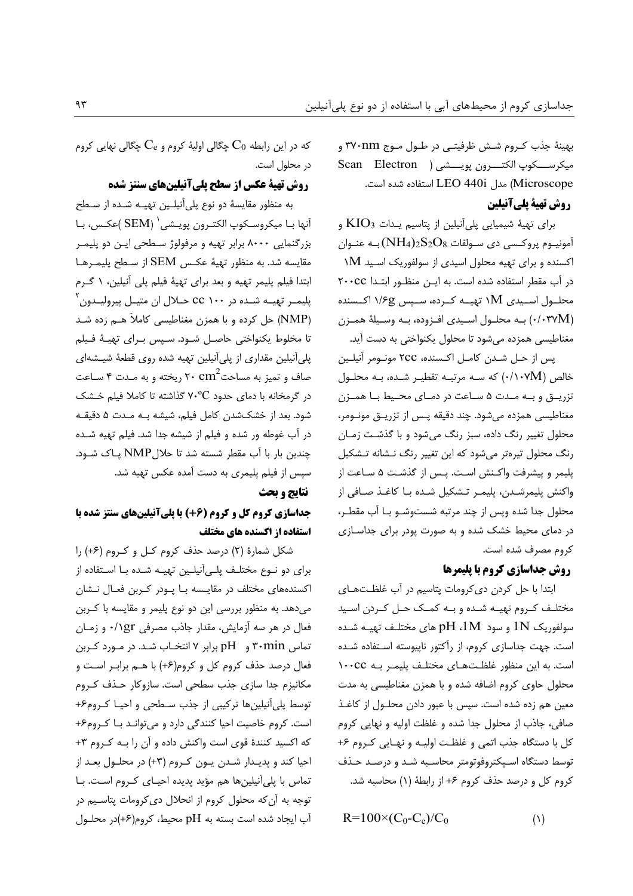بهینهٔ جذب کروم شش ظرفیتی در طول موج ۳۷۰nm و میکروسکوپ الکترون پویشی (Scan Electron Microscope) مدل LEO 440i استفاده شده است.

### روش تهیهٔ پلی‌آنیلین

برای تهیهٔ شیمیایی پلی‌آنیلین از پتاسیم یدات $KIO_3$ و آمونیوم پروکسی دی سولفات $(NH_4)_2S_2O_8$ به عنوان اکسنده و برای تهیه محلول اسیدی از سولفوریک اسید 1M در آب مقطر استفاده شده است. به این منظور ابتدا ۲۰۰cc محلول اسیدی 1M تهیه کرده، سپس ۱/۶g اکسنده (۰/۰۳۷M) به محلول اسیدی افزوده، به وسیلهٔ همزن مغناطیسی همزده می‌شود تا محلول یکنواختی به دست آید.

پس از حل شدن کامل اکسنده، ۲cc مونومر آنیلین خالص (۰/۱۰۷M) که سه مرتبه تقطیر شده، به محلول تزریق و به مدت ۵ ساعت در دمای محیط با همزن مغناطیسی همزده می‌شود. چند دقیقه پس از تزریق مونومر، محلول تغییر رنگ داده، سبز رنگ می‌شود و با گذشت زمان رنگ محلول تیره‌تر می‌شود که این تغییر رنگ نشانه تشکیل پلیمر و پیشرفت واکنش است. پس از گذشت ۵ ساعت از واکنش پلیمرشدن، پلیمر تشکیل شده با کاغذ صافی از محلول جدا شده وپس از چند مرتبه شستوشو با آب مقطر، در دمای محیط خشک شده و به صورت پودر برای جداسازی کروم مصرف شده است.

### روش جداسازی کروم با پلیمرها

ابتدا با حل کردن دی‌کرومات پتاسیم در آب غلظت‌های مختلف کروم تهیه شده و به کمک حل کردن اسید سولفوریک 1N و سود 1M، pH های مختلف تهیه شده است. جهت جداسازی کروم، از راکتور ناپیوسته استفاده شده است. به این منظور غلظت‌های مختلف پلیمر به ۱۰۰cc محلول حاوی کروم اضافه شده و با همزن مغناطیسی به مدت معین هم زده شده است. سپس با عبور دادن محلول از کاغذ صافی، جاذب از محلول جدا شده و غلظت اولیه و نهایی کروم کل با دستگاه جذب اتمی و غلظت اولیه و نهایی کروم ۶+ توسط دستگاه اسپکتروفوتومتر محاسبه شد و درصد حذف کروم کل و درصد حذف کروم ۶+ از رابطهٔ (۱) محاسبه شد.

$$R=100\times(C_0-C_e)/C_0 \qquad (۱)$$

که در این رابطه $C_0$ چگالی اولیهٔ کروم و $C_e$ چگالی نهایی کروم در محلول است.

### روش تهیهٔ عکس از سطح پلی‌آنیلین‌های سنتز شده

به منظور مقایسهٔ دو نوع پلی‌آنیلین تهیه شده از سطح آنها با میکروسکوپ الکترون پویشی[1] (SEM) عکس، با بزرگنمایی ۸۰۰۰ برابر تهیه و مرفولوژ سطحی این دو پلیمر مقایسه شد. به منظور تهیهٔ عکس SEM از سطح پلیمرها ابتدا فیلم پلیمر تهیه و بعد برای تهیهٔ فیلم پلی آنیلین، ۱ گرم پلیمر تهیه شده در ۱۰۰ cc حلال ان متیل پیرولیدون[2] (NMP) حل کرده و با همزن مغناطیسی کاملاً هم زده شد تا مخلوط یکنواختی حاصل شود. سپس برای تهیهٔ فیلم پلی‌آنیلین مقداری از پلی‌آنیلین تهیه شده روی قطعهٔ شیشه‌ای صاف و تمیز به مساحت $20\ cm^2$ ریخته و به مدت ۴ ساعت در گرمخانه با دمای حدود ۷۰°C گذاشته تا کاملا فیلم خشک شود. بعد از خشک‌شدن کامل فیلم، شیشه به مدت ۵ دقیقه در آب غوطه ور شده و فیلم از شیشه جدا شد. فیلم تهیه شده چندین بار با آب مقطر شسته شد تا حلال NMP پاک شود. سپس از فیلم پلیمری به دست آمده عکس تهیه شد.

## نتایج و بحث

### جداسازی کروم کل و کروم (۶+) با پلی‌آنیلین‌های سنتز شده با استفاده از اکسنده های مختلف

شکل شمارهٔ (۲) درصد حذف کروم کل و کروم (۶+) را برای دو نوع مختلف پلی‌آنیلین تهیه شده با استفاده از اکسنده‌های مختلف در مقایسه با پودر کربن فعال نشان می‌دهد. به منظور بررسی این دو نوع پلیمر و مقایسه با کربن فعال در هر سه آزمایش، مقدار جاذب مصرفی ۰/۱gr و زمان تماس ۳۰min و pH برابر ۷ انتخاب شد. در مورد کربن فعال درصد حذف کروم کل و کروم(۶+) با هم برابر است و مکانیزم جدا سازی جذب سطحی است. سازوکار حذف کروم توسط پلی‌آنیلین‌ها ترکیبی از جذب سطحی و احیا کروم۶+ است. کروم خاصیت احیا کنندگی دارد و می‌تواند با کروم۶+ که اکسید کنندهٔ قوی است واکنش داده و آن را به کروم ۳+ احیا کند و پدیدار شدن یون کروم (۳+) در محلول بعد از تماس با پلی‌آنیلین‌ها هم مؤید پدیده احیای کروم است. با توجه به آن‌که محلول کروم از انحلال دی‌کرومات پتاسیم در آب ایجاد شده است بسته به pH محیط، کروم(۶+)در محلول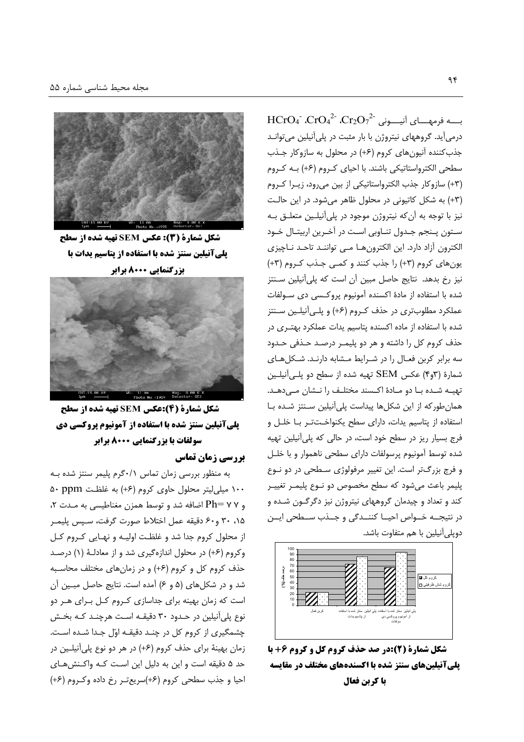بـــه فرمهـــای آنیـــونی $Cr_2O_7^{2-}$ ،$CrO_4^{2-}$ ،$HCrO_4^-$ درمی‌آید. گروههای نیتروژن با بار مثبت در پلی‌آنیلین می‌توانـد جذب‌کننده آنیون‌های کروم (۶+) در محلول به سازوکار جـذب سطحی الکترواستاتیکی باشند. با احیای کـروم (۶+) بـه کـروم (۳+) سازوکار جذب الکترواستاتیکی از بین می‌رود، زیـرا کـروم (۳+) به شکل کاتیونی در محلول ظاهر می‌شود. در این حالـت نیز با توجه به آن‌که نیتروژن موجود در پلی‌آنیلـین متعلـق بـه سـتون پـنجم جـدول تنـاوبی اسـت در آخـرین اربیتـال خـود الکترون آزاد دارد. این الکترون‌هـا مـی تواننـد تاحـد نـاچیزی یون‌های کروم (۳+) را جذب کنند و کمـی جـذب کـروم (۳+) نیز رخ بدهد. نتایج حاصل مبین آن است که پلی‌آنیلین سـنتز شده با استفاده از مادهٔ اکسنده آمونیوم پروکسـی دی سـولفات عملکرد مطلوب‌تری در حذف کـروم (۶+) و پلـی‌آنیلـین سـنتز شده با استفاده از ماده اکسنده پتاسیم یدات عملکرد بهتـری در حذف کروم کل را داشته و هر دو پلیمـر درصـد حـذفی حـدود سه برابر کربن فعـال را در شـرایط مـشابه دارنـد. شـکل‌هـای شمارهٔ (۳و۴) عکس SEM تهیه شده از سطح دو پلـی‌آنیلـین تهیـه شـده بـا دو مـادهٔ اکـسند مختلـف را نـشان مـی‌دهـد. همان‌طورکه از این شکل‌ها پیداست پلی‌آنیلین سـنتز شـده بـا استفاده از پتاسیم یدات، دارای سطح یکنواخـت‌تـر بـا خلـل و فرج بسیار ریز در سطح خود است، در حالی که پلی‌آنیلین تهیه شده توسط آمونیوم پرسولفات دارای سطحی ناهموار و با خلـل و فرج بزرگ‌تر است. این تغییر مرفولوژی سـطحی در دو نـوع پلیمر باعث می‌شود که سطح مخصوص دو نـوع پلیمـر تغییـر کند و تعداد و چیدمان گروههای نیتروژن نیز دگرگـون شـده و در نتیجــه خــواص احیــا کننــدگی و جــذب ســطحی ایــن دوپلی‌آنیلین با هم متفاوت باشد.

**شکل شمارهٔ (۲):در صد حذف کروم کل و کروم ۶+ با پلی‌آنیلین‌های سنتز شده با اکسنده‌های مختلف در مقایسه با کربن فعال**

**شکل شمارهٔ (۳): عکس SEM تهیه شده از سطح پلی‌آنیلین سنتز شده با استفاده از پتاسیم یدات با بزرگنمایی ۸۰۰۰ برابر**

**شکل شمارهٔ (۴):عکس SEM تهیه شده از سطح پلی‌آنیلین سنتز شده با استفاده از آمونیوم پروکسی دی سولفات با بزرگنمایی ۸۰۰۰ برابر**

### بررسی زمان تماس

به منظور بررسی زمان تماس ۰/۱گرم پلیمر سنتز شده بـه ۱۰۰ میلی‌لیتر محلول حاوی کروم (۶+) به غلظـت ۵۰ ppm و Ph= ۷ ۷ اضافه شد و توسط همزن مغناطیسی به مـدت ۲، ۱۵، ۳۰ و۶۰ دقیقه عمل اختلاط صورت گرفت، سـپس پلیمـر از محلول کروم جدا شد و غلظـت اولیـه و نهـایی کـروم کـل وکروم (۶+) در محلول اندازه‌گیری شد و از معادلهٔ (۱) درصـد حذف کروم کل و کروم (۶+) و در زمان‌های مختلف محاسـبه شد و در شکل‌های (۵ و ۶) آمده است. نتایج حاصل مبـین آن است که زمان بهینه برای جداسازی کـروم کـل بـرای هـر دو نوع پلی‌آنیلین در حـدود ۳۰ دقیقـه اسـت هرچنـد کـه بخـش چشمگیری از کروم کل در چنـد دقیقـه اوّل جـدا شـده اسـت. زمان بهینهٔ برای حذف کروم (۶+) در هر دو نوع پلی‌آنیلـین در حد ۵ دقیقه است و این به دلیل این اسـت کـه واکـنش‌هـای احیا و جذب سطحی کروم (۶+)سریع‌تـر رخ داده وکـروم (۶+)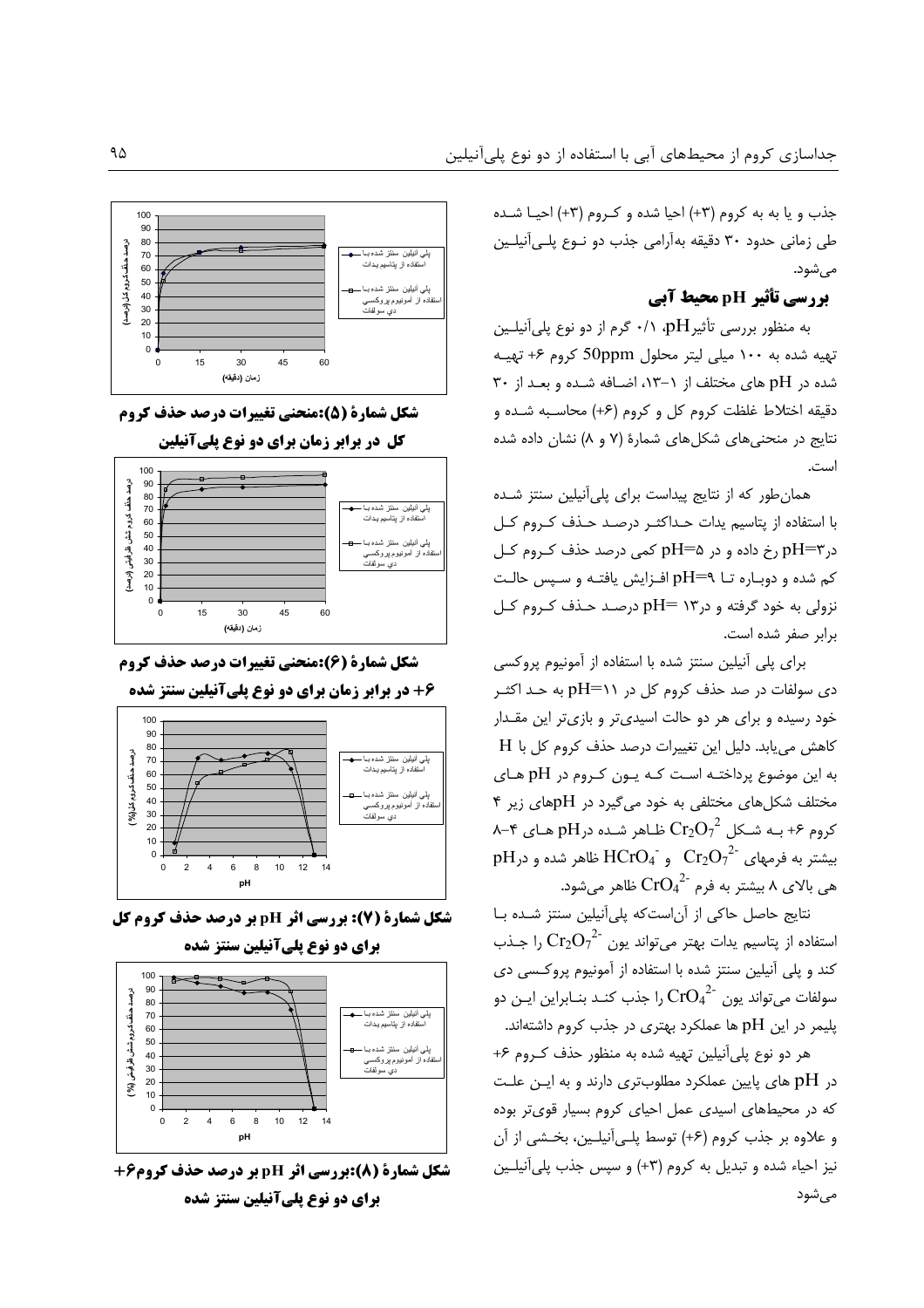جذب و یا به به کروم (+۳) احیا شده و کـروم (+۳) احیـا شـده طی زمانی حدود ۳۰ دقیقه به‌آرامی جذب دو نـوع پلـی‌آنیلـین می‌شود.

### بررسی تأثیر pH محیط آبی

به منظور بررسی تأثیر pH، ۰/۱ گرم از دو نوع پلی‌آنیلـین تهیه شده به ۱۰۰ میلی لیتر محلول 50ppm کروم +۶ تهیـه شده در pH های مختلف از ۱-۱۳، اضـافه شـده و بعـد از ۳۰ دقیقه اختلاط غلظت کروم کل و کروم (+۶) محاسـبه شـده و نتایج در منحنی‌های شکل‌های شمارهٔ (۷ و ۸) نشان داده شده است.

همان‌طور که از نتایج پیداست برای پلی‌آنیلین سنتز شـده با استفاده از پتاسیم یدات حـداکثـر درصـد حـذف کـروم کـل در pH=۳ رخ داده و در pH=۵ کمی درصد حذف کـروم کـل کم شده و دوبـاره تـا pH=۹ افـزایش یافتـه و سـپس حالـت نزولی به خود گرفته و در pH= ۱۳ درصـد حـذف کـروم کـل برابر صفر شده است.

برای پلی آنیلین سنتز شده با استفاده از آمونیوم پروکسی دی سولفات در صد حذف کروم کل در pH=۱۱ به حـد اکثـر خود رسیده و برای هر دو حالت اسیدی‌تر و بازی‌تر این مقـدار کاهش می‌یابد. دلیل این تغییرات درصد حذف کروم کل با H به این موضوع پرداختـه اسـت کـه یـون کـروم در pH هـای مختلف شکل‌های مختلفی به خود می‌گیرد در pHهای زیر ۴ کروم +۶ بـه شـکل $Cr_2O_7^2$ ظـاهر شـده در pH هـای ۴-۸ بیشتر به فرمهای $Cr_2O_7^{2-}$ و $HCrO_4^-$ ظاهر شده و در pH هی بالای ۸ بیشتر به فرم $CrO_4^{2-}$ ظاهر می‌شود.

نتایج حاصل حاکی از آن‌است‌که پلی‌آنیلین سنتز شـده بـا استفاده از پتاسیم یدات بهتر می‌تواند یون $Cr_2O_7^{2-}$ را جـذب کند و پلی آنیلین سنتز شده با استفاده از آمونیوم پروکـسی دی سولفات می‌تواند یون $CrO_4^{2-}$ را جذب کنـد بنـابراین ایـن دو پلیمر در این pH ها عملکرد بهتری در جذب کروم داشته‌اند.

هر دو نوع پلی‌آنیلین تهیه شده به منظور حذف کـروم +۶ در pH های پایین عملکرد مطلوب‌تری دارند و به ایـن علـت که در محیط‌های اسیدی عمل احیای کروم بسیار قوی‌تر بوده و علاوه بر جذب کروم (+۶) توسط پلـی‌آنیلـین، بخـشی از آن نیز احیاء شده و تبدیل به کروم (+۳) و سپس جذب پلی‌آنیلـین می‌شود

**شکل شمارهٔ (۵):منحنی تغییرات درصد حذف کروم کل در برابر زمان برای دو نوع پلی‌آنیلین**

**شکل شمارهٔ (۶):منحنی تغییرات درصد حذف کروم +۶ در برابر زمان برای دو نوع پلی‌آنیلین سنتز شده**

**شکل شمارهٔ (۷): بررسی اثر pH بر درصد حذف کروم کل برای دو نوع پلی‌آنیلین سنتز شده**

**شکل شمارهٔ (۸):بررسی اثر pH بر درصد حذف کروم+۶ برای دو نوع پلی‌آنیلین سنتز شده**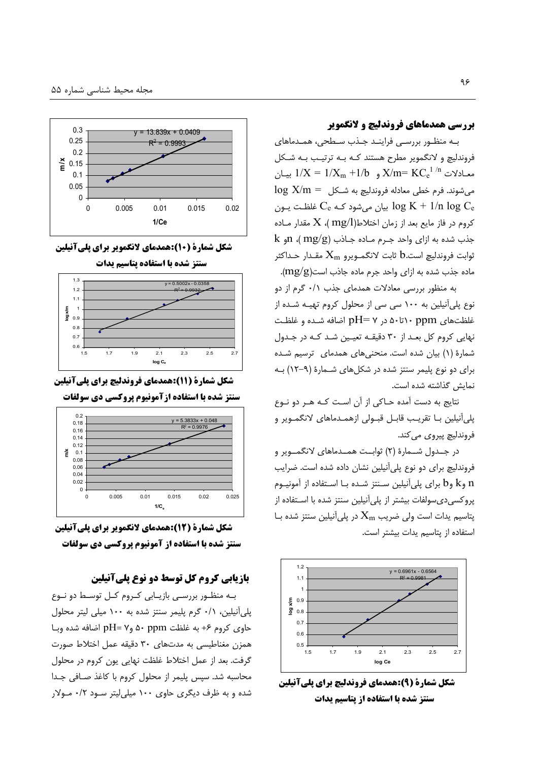## بررسی همدماهای فروندلیچ و لانگمویر

به منظور بررسی فرایند جذب سطحی، همدماهای فروندلیچ و لانگمویر مطرح هستند که به ترتیب به شکل معادلات $X/m= KC_e^{1/n}$ و $1/X = 1/X_m +1/b$ بیان می‌شوند. فرم خطی معادله فروندلیچ به شکل $\log X/m = \log K + 1/n \log C_e$ بیان می‌شود که $C_e$ غلظت یون کروم در فاز مایع بعد از زمان اختلاط(mg/l)، $X$ مقدار ماده جذب شده به ازای واحد جرم ماده جاذب (mg/g)، n و k ثوابت فروندلیچ است.b ثابت لانگمویرو $X_m$ مقدار حداکثر ماده جذب شده به ازای واحد جرم ماده جاذب است(mg/g).

به منظور بررسی معادلات همدمای جذب ۰/۱ گرم از دو نوع پلی‌آنیلین به ۱۰۰ سی سی از محلول کروم تهیه شده از غلظت‌های ppm ۱۰تا۵۰ در pH= ۷ اضافه شده و غلظت نهایی کروم کل بعد از ۳۰ دقیقه تعیین شد که در جدول شمارهٔ (۱) بیان شده است. منحنی‌های همدمای ترسیم شده برای دو نوع پلیمر سنتز شده در شکل‌های شمارهٔ (۹-۱۲) به نمایش گذاشته شده است.

نتایج به دست آمده حاکی از آن است که هر دو نوع پلی‌آنیلین با تقریب قابل قبولی ازهمدماهای لانگمویر و فروندلیچ پیروی می‌کند.

در جدول شمارهٔ (۲) ثوابت همدماهای لانگمویر و فروندلیچ برای دو نوع پلی‌آنیلین نشان داده شده است. ضرایب n و k و b برای پلی‌آنیلین سنتز شده با استفاده از آمونیوم پروکسی‌دی‌سولفات بیشتر از پلی‌آنیلین سنتز شده با استفاده از پتاسیم یدات است ولی ضریب $X_m$ در پلی‌آنیلین سنتز شده با استفاده از پتاسیم یدات بیشتر است.

**شکل شمارهٔ (۹):همدمای فروندلیچ برای پلی‌آنیلین سنتز شده با استفاده از پتاسیم یدات**

**شکل شمارهٔ (۱۰):همدمای لانگمویر برای پلی‌آنیلین سنتز شده با استفاده پتاسیم یدات**

**شکل شمارهٔ (۱۱):همدمای فروندلیچ برای پلی‌آنیلین سنتز شده با استفاده از آمونیوم پروکسی دی سولفات**

**شکل شمارهٔ (۱۲):همدمای لانگمویر برای پلی‌آنیلین سنتز شده با استفاده از آمونیوم پروکسی دی سولفات**

## بازیابی کروم کل توسط دو نوع پلی‌آنیلین

به منظور بررسی بازیابی کروم کل توسط دو نوع پلی‌آنیلین، ۰/۱ گرم پلیمر سنتز شده به ۱۰۰ میلی لیتر محلول حاوی کروم ۶+ به غلظت ppm ۵۰ و pH= ۷ اضافه شده وبا همزن مغناطیسی به مدت‌های ۳۰ دقیقه عمل اختلاط صورت گرفت. بعد از عمل اختلاط غلظت نهایی یون کروم در محلول محاسبه شد. سپس پلیمر از محلول کروم با کاغذ صافی جدا شده و به ظرف دیگری حاوی ۱۰۰ میلی‌لیتر سود ۰/۲ مولار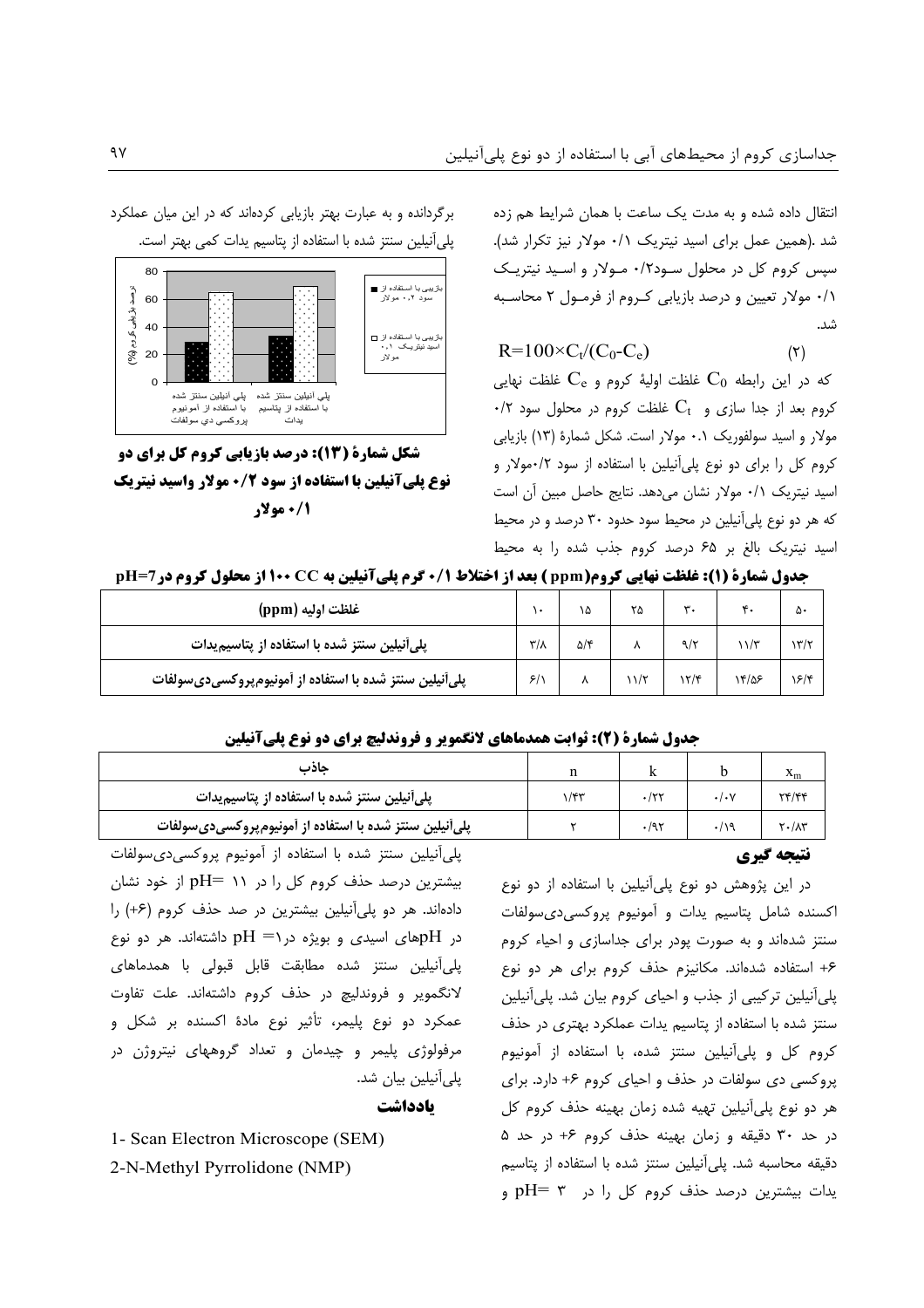انتقال داده شده و به مدت یک ساعت با همان شرایط هم زده شد .(همین عمل برای اسید نیتریک ۰/۱ مولار نیز تکرار شد). سپس کروم کل در محلول سود۰/۲ مولار و اسید نیتریک ۰/۱ مولار تعیین و درصد بازیابی کروم از فرمول ۲ محاسبه شد.

$$R=100\times C_t/(C_0-C_e) \quad (2)$$

که در این رابطه $C_0$ غلظت اولیهٔ کروم و $C_e$ غلظت نهایی کروم بعد از جدا سازی و $C_t$ غلظت کروم در محلول سود ۰/۲ مولار و اسید سولفوریک ۰.۱ مولار است. شکل شمارهٔ (۱۳) بازیابی کروم کل را برای دو نوع پلی‌آنیلین با استفاده از سود ۰/۲مولار و اسید نیتریک ۰/۱ مولار نشان می‌دهد. نتایج حاصل مبین آن است که هر دو نوع پلی‌آنیلین در محیط سود حدود ۳۰ درصد و در محیط اسید نیتریک بالغ بر ۶۵ درصد کروم جذب شده را به محیط برگردانده و به عبارت بهتر بازیابی کرده‌اند که در این میان عملکرد پلی‌آنیلین سنتز شده با استفاده از پتاسیم یدات کمی بهتر است.

**شکل شمارهٔ (۱۳): درصد بازیابی کروم کل برای دو نوع پلی‌آنیلین با استفاده از سود ۰/۲ مولار واسید نیتریک ۰/۱ مولار**

**جدول شمارهٔ (۱): غلظت نهایی کروم(ppm ) بعد از اختلاط ۰/۱ گرم پلی‌آنیلین به CC ۱۰۰ از محلول کروم در pH=7**

| غلظت اولیه (ppm) | ۱۰ | ۱۵ | ۲۵ | ۳۰ | ۴۰ | ۵۰ |
|---|---|---|---|---|---|---|
| پلی‌آنیلین سنتز شده با استفاده از پتاسیم‌یدات | ۳/۸ | ۵/۴ | ۸ | ۹/۲ | ۱۱/۳ | ۱۳/۲ |
| پلی‌آنیلین سنتز شده با استفاده از آمونیوم‌پروکسی‌دی‌سولفات | ۶/۱ | ۸ | ۱۱/۲ | ۱۲/۴ | ۱۴/۵۶ | ۱۶/۴ |

**جدول شمارهٔ (۲): ثوابت همدماهای لانگمویر و فروندلیچ برای دو نوع پلی‌آنیلین**

| جاذب | n | k | b | $x_m$ |
|---|---|---|---|---|
| پلی‌آنیلین سنتز شده با استفاده از پتاسیم‌یدات | ۱/۴۳ | ۰/۲۲ | ۰/۰۷ | ۲۴/۴۴ |
| پلی‌آنیلین سنتز شده با استفاده از آمونیوم‌پروکسی‌دی‌سولفات | ۲ | ۰/۹۲ | ۰/۱۹ | ۲۰/۸۳ |

## نتیجه گیری

در این پژوهش دو نوع پلی‌آنیلین با استفاده از دو نوع اکسنده شامل پتاسیم یدات و آمونیوم پروکسی‌دی‌سولفات سنتز شده‌اند و به صورت پودر برای جداسازی و احیاء کروم ۶+ استفاده شده‌اند. مکانیزم حذف کروم برای هر دو نوع پلی‌آنیلین ترکیبی از جذب و احیای کروم بیان شد. پلی‌آنیلین سنتز شده با استفاده از پتاسیم یدات عملکرد بهتری در حذف کروم کل و پلی‌آنیلین سنتز شده، با استفاده از آمونیوم پروکسی دی سولفات در حذف و احیای کروم ۶+ دارد. برای هر دو نوع پلی‌آنیلین تهیه شده زمان بهینه حذف کروم کل در حد ۳۰ دقیقه و زمان بهینه حذف کروم ۶+ در حد ۵ دقیقه محاسبه شد. پلی‌آنیلین سنتز شده با استفاده از پتاسیم یدات بیشترین درصد حذف کروم کل را در pH= ۳ و پلی‌آنیلین سنتز شده با استفاده از آمونیوم پروکسی‌دی‌سولفات بیشترین درصد حذف کروم کل را در pH= ۱۱ از خود نشان داده‌اند. هر دو پلی‌آنیلین بیشترین در صد حذف کروم (۶+) را در pHهای اسیدی و بویژه درpH =۱ داشته‌اند. هر دو نوع پلی‌آنیلین سنتز شده مطابقت قابل قبولی با همدماهای لانگمویر و فروندلیچ در حذف کروم داشته‌اند. علت تفاوت عملکرد دو نوع پلیمر، تأثیر نوع مادهٔ اکسنده بر شکل و مرفولوژی پلیمر و چیدمان و تعداد گروههای نیتروژن در پلی‌آنیلین بیان شد.

## یادداشت

1- Scan Electron Microscope (SEM)

2-N-Methyl Pyrrolidone (NMP)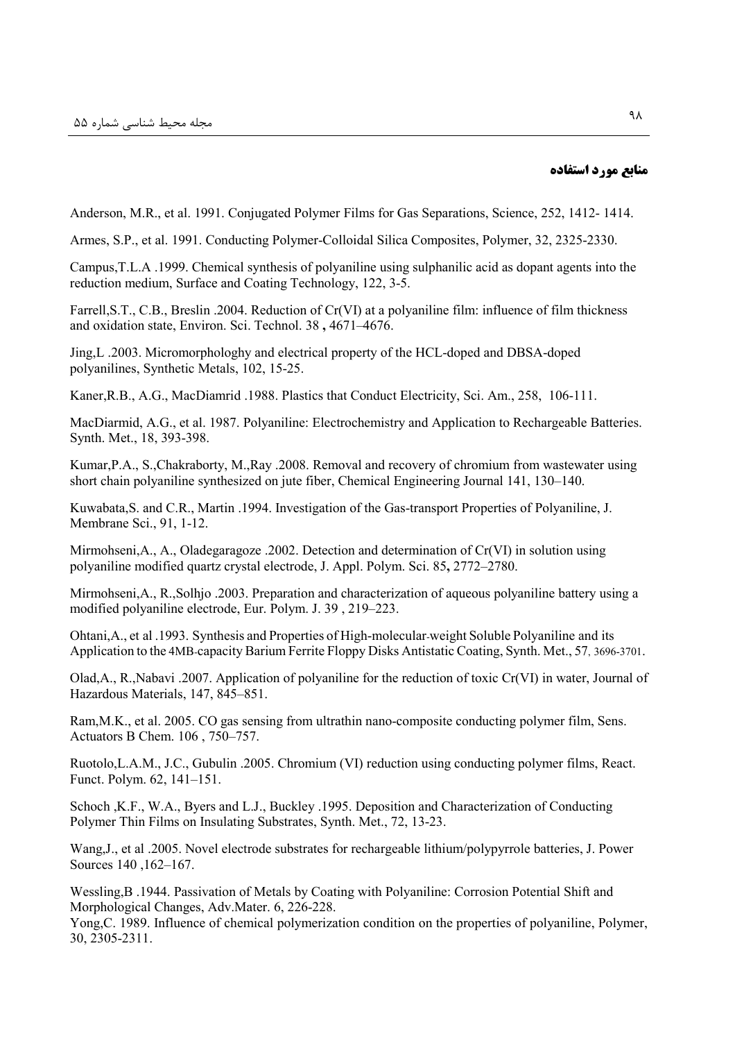## منابع مورد استفاده

Anderson, M.R., et al. 1991. Conjugated Polymer Films for Gas Separations, Science, 252, 1412- 1414.

Armes, S.P., et al. 1991. Conducting Polymer-Colloidal Silica Composites, Polymer, 32, 2325-2330.

Campus,T.L.A .1999. Chemical synthesis of polyaniline using sulphanilic acid as dopant agents into the reduction medium, Surface and Coating Technology, 122, 3-5.

Farrell,S.T., C.B., Breslin .2004. Reduction of Cr(VI) at a polyaniline film: influence of film thickness and oxidation state, Environ. Sci. Technol. 38 **,** 4671–4676.

Jing,L .2003. Micromorphologhy and electrical property of the HCL-doped and DBSA-doped polyanilines, Synthetic Metals, 102, 15-25.

Kaner,R.B., A.G., MacDiamrid .1988. Plastics that Conduct Electricity, Sci. Am., 258, 106-111.

MacDiarmid, A.G., et al. 1987. Polyaniline: Electrochemistry and Application to Rechargeable Batteries. Synth. Met., 18, 393-398.

Kumar,P.A., S.,Chakraborty, M.,Ray .2008. Removal and recovery of chromium from wastewater using short chain polyaniline synthesized on jute fiber, Chemical Engineering Journal 141, 130–140.

Kuwabata,S. and C.R., Martin .1994. Investigation of the Gas-transport Properties of Polyaniline, J. Membrane Sci., 91, 1-12.

Mirmohseni,A., A., Oladegaragoze .2002. Detection and determination of Cr(VI) in solution using polyaniline modified quartz crystal electrode, J. Appl. Polym. Sci. 85**,** 2772–2780.

Mirmohseni,A., R.,Solhjo .2003. Preparation and characterization of aqueous polyaniline battery using a modified polyaniline electrode, Eur. Polym. J. 39 , 219–223.

Ohtani,A., et al .1993. Synthesis and Properties of High-molecular-weight Soluble Polyaniline and its Application to the 4MB-capacity Barium Ferrite Floppy Disks Antistatic Coating, Synth. Met., 57, 3696-3701.

Olad,A., R.,Nabavi .2007. Application of polyaniline for the reduction of toxic Cr(VI) in water, Journal of Hazardous Materials, 147, 845–851.

Ram,M.K., et al. 2005. CO gas sensing from ultrathin nano-composite conducting polymer film, Sens. Actuators B Chem. 106 , 750–757.

Ruotolo,L.A.M., J.C., Gubulin .2005. Chromium (VI) reduction using conducting polymer films, React. Funct. Polym. 62, 141–151.

Schoch ,K.F., W.A., Byers and L.J., Buckley .1995. Deposition and Characterization of Conducting Polymer Thin Films on Insulating Substrates, Synth. Met., 72, 13-23.

Wang,J., et al .2005. Novel electrode substrates for rechargeable lithium/polypyrrole batteries, J. Power Sources 140 ,162–167.

Wessling,B .1944. Passivation of Metals by Coating with Polyaniline: Corrosion Potential Shift and Morphological Changes, Adv.Mater. 6, 226-228.

Yong,C. 1989. Influence of chemical polymerization condition on the properties of polyaniline, Polymer, 30, 2305-2311.